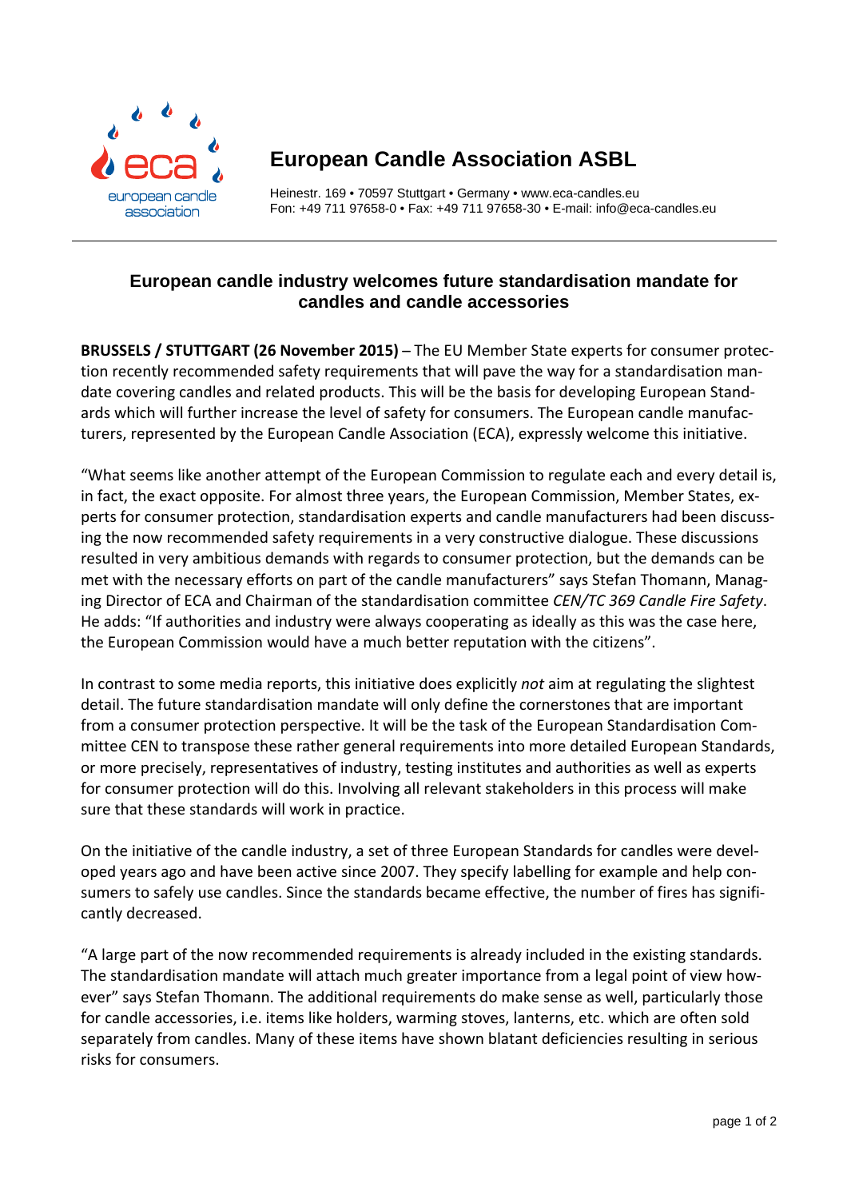**European Candle Association ASBL**

Heinestr. 169 • 70597 Stuttgart • Germany • www.eca-candles.eu
Fon: +49 711 97658-0 • Fax: +49 711 97658-30 • E-mail: info@eca-candles.eu

## European candle industry welcomes future standardisation mandate for candles and candle accessories

**BRUSSELS / STUTTGART (26 November 2015)** – The EU Member State experts for consumer protection recently recommended safety requirements that will pave the way for a standardisation mandate covering candles and related products. This will be the basis for developing European Standards which will further increase the level of safety for consumers. The European candle manufacturers, represented by the European Candle Association (ECA), expressly welcome this initiative.

"What seems like another attempt of the European Commission to regulate each and every detail is, in fact, the exact opposite. For almost three years, the European Commission, Member States, experts for consumer protection, standardisation experts and candle manufacturers had been discussing the now recommended safety requirements in a very constructive dialogue. These discussions resulted in very ambitious demands with regards to consumer protection, but the demands can be met with the necessary efforts on part of the candle manufacturers" says Stefan Thomann, Managing Director of ECA and Chairman of the standardisation committee *CEN/TC 369 Candle Fire Safety*. He adds: "If authorities and industry were always cooperating as ideally as this was the case here, the European Commission would have a much better reputation with the citizens".

In contrast to some media reports, this initiative does explicitly *not* aim at regulating the slightest detail. The future standardisation mandate will only define the cornerstones that are important from a consumer protection perspective. It will be the task of the European Standardisation Committee CEN to transpose these rather general requirements into more detailed European Standards, or more precisely, representatives of industry, testing institutes and authorities as well as experts for consumer protection will do this. Involving all relevant stakeholders in this process will make sure that these standards will work in practice.

On the initiative of the candle industry, a set of three European Standards for candles were developed years ago and have been active since 2007. They specify labelling for example and help consumers to safely use candles. Since the standards became effective, the number of fires has significantly decreased.

"A large part of the now recommended requirements is already included in the existing standards. The standardisation mandate will attach much greater importance from a legal point of view however" says Stefan Thomann. The additional requirements do make sense as well, particularly those for candle accessories, i.e. items like holders, warming stoves, lanterns, etc. which are often sold separately from candles. Many of these items have shown blatant deficiencies resulting in serious risks for consumers.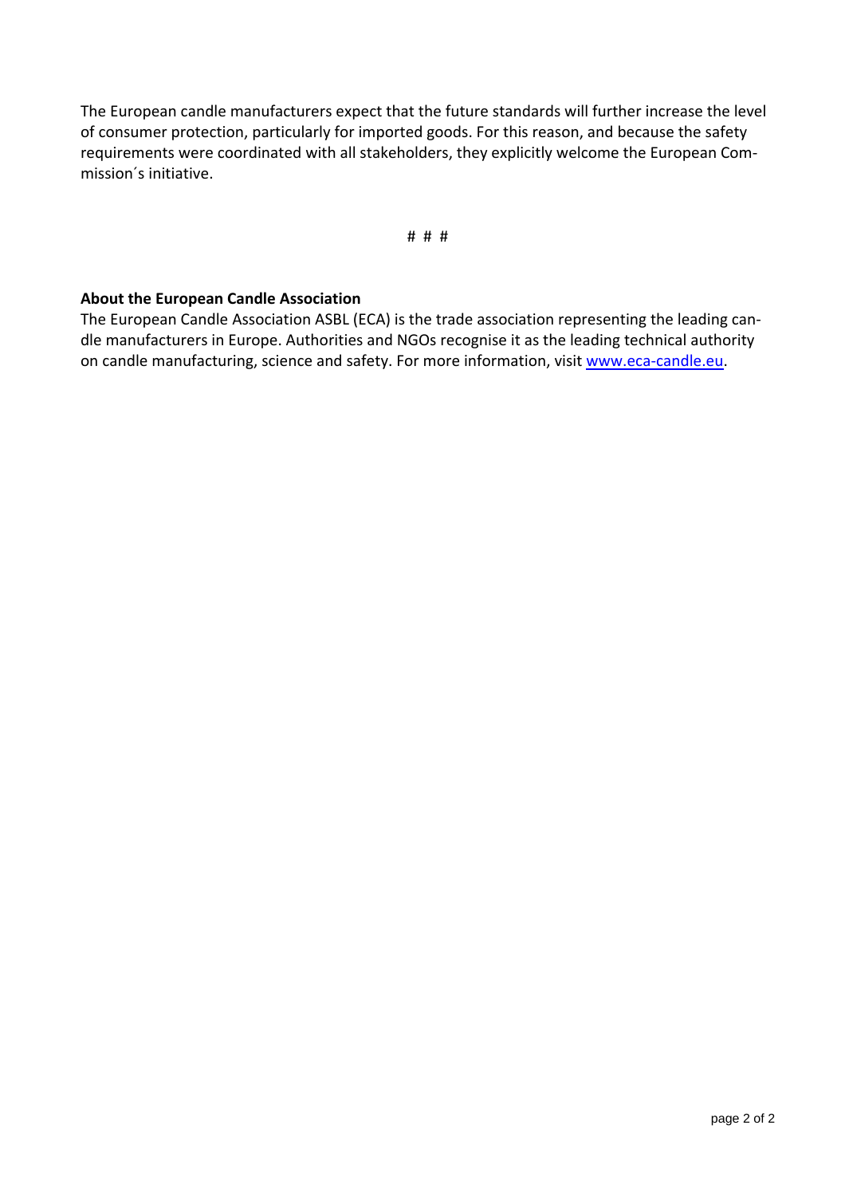The European candle manufacturers expect that the future standards will further increase the level of consumer protection, particularly for imported goods. For this reason, and because the safety requirements were coordinated with all stakeholders, they explicitly welcome the European Commission´s initiative.

# # #

**About the European Candle Association**

The European Candle Association ASBL (ECA) is the trade association representing the leading candle manufacturers in Europe. Authorities and NGOs recognise it as the leading technical authority on candle manufacturing, science and safety. For more information, visit [www.eca-candle.eu](http://www.eca-candle.eu).